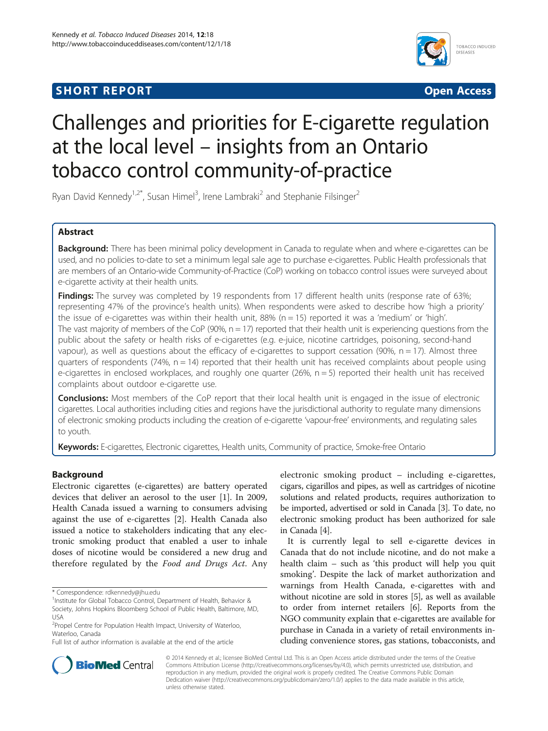SHORT REPORT

Open Access

# Challenges and priorities for E-cigarette regulation at the local level – insights from an Ontario tobacco control community-of-practice

Ryan David Kennedy[1,2*], Susan Himel[3], Irene Lambraki[2] and Stephanie Filsinger[2]

## Abstract

**Background:** There has been minimal policy development in Canada to regulate when and where e-cigarettes can be used, and no policies to-date to set a minimum legal sale age to purchase e-cigarettes. Public Health professionals that are members of an Ontario-wide Community-of-Practice (CoP) working on tobacco control issues were surveyed about e-cigarette activity at their health units.

**Findings:** The survey was completed by 19 respondents from 17 different health units (response rate of 63%; representing 47% of the province's health units). When respondents were asked to describe how 'high a priority' the issue of e-cigarettes was within their health unit, 88% (n = 15) reported it was a 'medium' or 'high'. The vast majority of members of the CoP (90%, n = 17) reported that their health unit is experiencing questions from the public about the safety or health risks of e-cigarettes (e.g. e-juice, nicotine cartridges, poisoning, second-hand vapour), as well as questions about the efficacy of e-cigarettes to support cessation (90%, n = 17). Almost three quarters of respondents (74%, n = 14) reported that their health unit has received complaints about people using e-cigarettes in enclosed workplaces, and roughly one quarter (26%, n = 5) reported their health unit has received complaints about outdoor e-cigarette use.

**Conclusions:** Most members of the CoP report that their local health unit is engaged in the issue of electronic cigarettes. Local authorities including cities and regions have the jurisdictional authority to regulate many dimensions of electronic smoking products including the creation of e-cigarette 'vapour-free' environments, and regulating sales to youth.

**Keywords:** E-cigarettes, Electronic cigarettes, Health units, Community of practice, Smoke-free Ontario

## Background

Electronic cigarettes (e-cigarettes) are battery operated devices that deliver an aerosol to the user [1]. In 2009, Health Canada issued a warning to consumers advising against the use of e-cigarettes [2]. Health Canada also issued a notice to stakeholders indicating that any electronic smoking product that enabled a user to inhale doses of nicotine would be considered a new drug and therefore regulated by the *Food and Drugs Act*. Any electronic smoking product – including e-cigarettes, cigars, cigarillos and pipes, as well as cartridges of nicotine solutions and related products, requires authorization to be imported, advertised or sold in Canada [3]. To date, no electronic smoking product has been authorized for sale in Canada [4].

It is currently legal to sell e-cigarette devices in Canada that do not include nicotine, and do not make a health claim – such as 'this product will help you quit smoking'. Despite the lack of market authorization and warnings from Health Canada, e-cigarettes with and without nicotine are sold in stores [5], as well as available to order from internet retailers [6]. Reports from the NGO community explain that e-cigarettes are available for purchase in Canada in a variety of retail environments including convenience stores, gas stations, tobacconists, and

\* Correspondence: rdkennedy@jhu.edu
[1]Institute for Global Tobacco Control, Department of Health, Behavior & Society, Johns Hopkins Bloomberg School of Public Health, Baltimore, MD, USA
[2]Propel Centre for Population Health Impact, University of Waterloo, Waterloo, Canada
Full list of author information is available at the end of the article

© 2014 Kennedy et al.; licensee BioMed Central Ltd. This is an Open Access article distributed under the terms of the Creative Commons Attribution License (http://creativecommons.org/licenses/by/4.0), which permits unrestricted use, distribution, and reproduction in any medium, provided the original work is properly credited. The Creative Commons Public Domain Dedication waiver (http://creativecommons.org/publicdomain/zero/1.0/) applies to the data made available in this article, unless otherwise stated.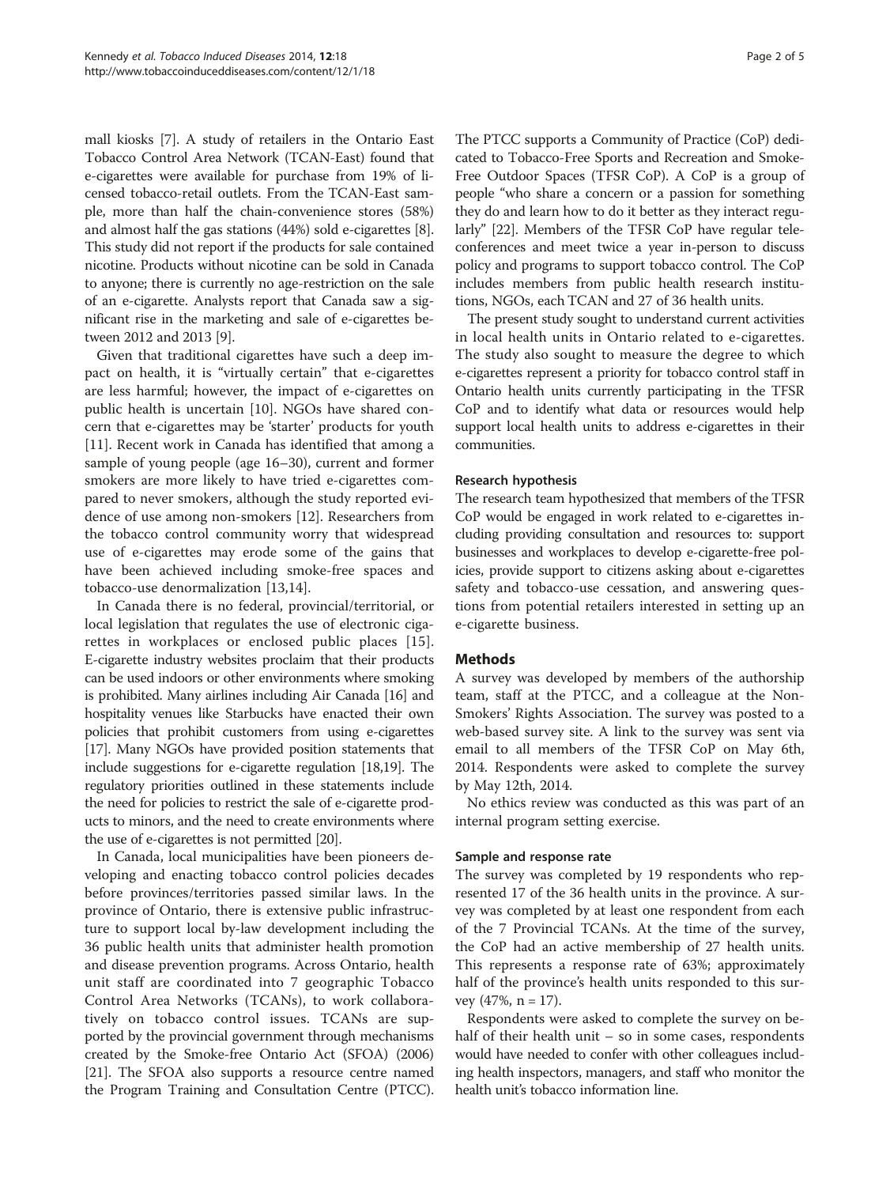mall kiosks [7]. A study of retailers in the Ontario East Tobacco Control Area Network (TCAN-East) found that e-cigarettes were available for purchase from 19% of licensed tobacco-retail outlets. From the TCAN-East sample, more than half the chain-convenience stores (58%) and almost half the gas stations (44%) sold e-cigarettes [8]. This study did not report if the products for sale contained nicotine. Products without nicotine can be sold in Canada to anyone; there is currently no age-restriction on the sale of an e-cigarette. Analysts report that Canada saw a significant rise in the marketing and sale of e-cigarettes between 2012 and 2013 [9].

Given that traditional cigarettes have such a deep impact on health, it is "virtually certain" that e-cigarettes are less harmful; however, the impact of e-cigarettes on public health is uncertain [10]. NGOs have shared concern that e-cigarettes may be 'starter' products for youth [11]. Recent work in Canada has identified that among a sample of young people (age 16–30), current and former smokers are more likely to have tried e-cigarettes compared to never smokers, although the study reported evidence of use among non-smokers [12]. Researchers from the tobacco control community worry that widespread use of e-cigarettes may erode some of the gains that have been achieved including smoke-free spaces and tobacco-use denormalization [13,14].

In Canada there is no federal, provincial/territorial, or local legislation that regulates the use of electronic cigarettes in workplaces or enclosed public places [15]. E-cigarette industry websites proclaim that their products can be used indoors or other environments where smoking is prohibited. Many airlines including Air Canada [16] and hospitality venues like Starbucks have enacted their own policies that prohibit customers from using e-cigarettes [17]. Many NGOs have provided position statements that include suggestions for e-cigarette regulation [18,19]. The regulatory priorities outlined in these statements include the need for policies to restrict the sale of e-cigarette products to minors, and the need to create environments where the use of e-cigarettes is not permitted [20].

In Canada, local municipalities have been pioneers developing and enacting tobacco control policies decades before provinces/territories passed similar laws. In the province of Ontario, there is extensive public infrastructure to support local by-law development including the 36 public health units that administer health promotion and disease prevention programs. Across Ontario, health unit staff are coordinated into 7 geographic Tobacco Control Area Networks (TCANs), to work collaboratively on tobacco control issues. TCANs are supported by the provincial government through mechanisms created by the Smoke-free Ontario Act (SFOA) (2006) [21]. The SFOA also supports a resource centre named the Program Training and Consultation Centre (PTCC). The PTCC supports a Community of Practice (CoP) dedicated to Tobacco-Free Sports and Recreation and Smoke-Free Outdoor Spaces (TFSR CoP). A CoP is a group of people "who share a concern or a passion for something they do and learn how to do it better as they interact regularly" [22]. Members of the TFSR CoP have regular teleconferences and meet twice a year in-person to discuss policy and programs to support tobacco control. The CoP includes members from public health research institutions, NGOs, each TCAN and 27 of 36 health units.

The present study sought to understand current activities in local health units in Ontario related to e-cigarettes. The study also sought to measure the degree to which e-cigarettes represent a priority for tobacco control staff in Ontario health units currently participating in the TFSR CoP and to identify what data or resources would help support local health units to address e-cigarettes in their communities.

### Research hypothesis

The research team hypothesized that members of the TFSR CoP would be engaged in work related to e-cigarettes including providing consultation and resources to: support businesses and workplaces to develop e-cigarette-free policies, provide support to citizens asking about e-cigarettes safety and tobacco-use cessation, and answering questions from potential retailers interested in setting up an e-cigarette business.

## Methods

A survey was developed by members of the authorship team, staff at the PTCC, and a colleague at the Non-Smokers' Rights Association. The survey was posted to a web-based survey site. A link to the survey was sent via email to all members of the TFSR CoP on May 6th, 2014. Respondents were asked to complete the survey by May 12th, 2014.

No ethics review was conducted as this was part of an internal program setting exercise.

### Sample and response rate

The survey was completed by 19 respondents who represented 17 of the 36 health units in the province. A survey was completed by at least one respondent from each of the 7 Provincial TCANs. At the time of the survey, the CoP had an active membership of 27 health units. This represents a response rate of 63%; approximately half of the province's health units responded to this survey (47%, n = 17).

Respondents were asked to complete the survey on behalf of their health unit – so in some cases, respondents would have needed to confer with other colleagues including health inspectors, managers, and staff who monitor the health unit's tobacco information line.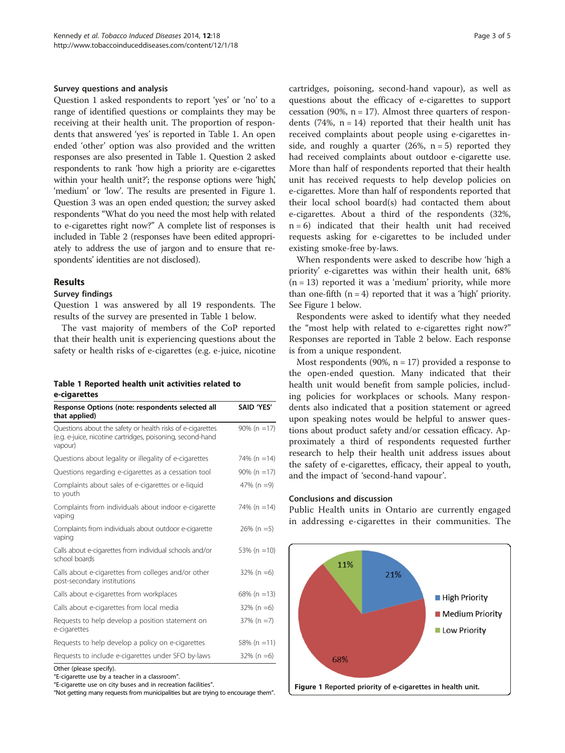### Survey questions and analysis

Question 1 asked respondents to report 'yes' or 'no' to a range of identified questions or complaints they may be receiving at their health unit. The proportion of respondents that answered 'yes' is reported in Table 1. An open ended 'other' option was also provided and the written responses are also presented in Table 1. Question 2 asked respondents to rank 'how high a priority are e-cigarettes within your health unit?'; the response options were 'high', 'medium' or 'low'. The results are presented in Figure 1. Question 3 was an open ended question; the survey asked respondents "What do you need the most help with related to e-cigarettes right now?" A complete list of responses is included in Table 2 (responses have been edited appropriately to address the use of jargon and to ensure that respondents' identities are not disclosed).

## Results

### Survey findings

Question 1 was answered by all 19 respondents. The results of the survey are presented in Table 1 below.

The vast majority of members of the CoP reported that their health unit is experiencing questions about the safety or health risks of e-cigarettes (e.g. e-juice, nicotine cartridges, poisoning, second-hand vapour), as well as questions about the efficacy of e-cigarettes to support cessation (90%, n = 17). Almost three quarters of respondents (74%, n = 14) reported that their health unit has received complaints about people using e-cigarettes inside, and roughly a quarter (26%, n = 5) reported they had received complaints about outdoor e-cigarette use. More than half of respondents reported that their health unit has received requests to help develop policies on e-cigarettes. More than half of respondents reported that their local school board(s) had contacted them about e-cigarettes. About a third of the respondents (32%, n = 6) indicated that their health unit had received requests asking for e-cigarettes to be included under existing smoke-free by-laws.

**Table 1 Reported health unit activities related to e-cigarettes**

| Response Options (note: respondents selected all that applied) | SAID 'YES' |
|---|---|
| Questions about the safety or health risks of e-cigarettes (e.g. e-juice, nicotine cartridges, poisoning, second-hand vapour) | 90% (n =17) |
| Questions about legality or illegality of e-cigarettes | 74% (n =14) |
| Questions regarding e-cigarettes as a cessation tool | 90% (n =17) |
| Complaints about sales of e-cigarettes or e-liquid to youth | 47% (n =9) |
| Complaints from individuals about indoor e-cigarette vaping | 74% (n =14) |
| Complaints from individuals about outdoor e-cigarette vaping | 26% (n =5) |
| Calls about e-cigarettes from individual schools and/or school boards | 53% (n =10) |
| Calls about e-cigarettes from colleges and/or other post-secondary institutions | 32% (n =6) |
| Calls about e-cigarettes from workplaces | 68% (n =13) |
| Calls about e-cigarettes from local media | 32% (n =6) |
| Requests to help develop a position statement on e-cigarettes | 37% (n =7) |
| Requests to help develop a policy on e-cigarettes | 58% (n =11) |
| Requests to include e-cigarettes under SFO by-laws | 32% (n =6) |

Other (please specify).
"E-cigarette use by a teacher in a classroom".
"E-cigarette use on city buses and in recreation facilities".
"Not getting many requests from municipalities but are trying to encourage them".

When respondents were asked to describe how 'high a priority' e-cigarettes was within their health unit, 68% (n = 13) reported it was a 'medium' priority, while more than one-fifth (n = 4) reported that it was a 'high' priority. See Figure 1 below.

Respondents were asked to identify what they needed the "most help with related to e-cigarettes right now?" Responses are reported in Table 2 below. Each response is from a unique respondent.

Most respondents (90%, n = 17) provided a response to the open-ended question. Many indicated that their health unit would benefit from sample policies, including policies for workplaces or schools. Many respondents also indicated that a position statement or agreed upon speaking notes would be helpful to answer questions about product safety and/or cessation efficacy. Approximately a third of respondents requested further research to help their health unit address issues about the safety of e-cigarettes, efficacy, their appeal to youth, and the impact of 'second-hand vapour'.

### Conclusions and discussion

Public Health units in Ontario are currently engaged in addressing e-cigarettes in their communities. The

**Figure 1** Reported priority of e-cigarettes in health unit.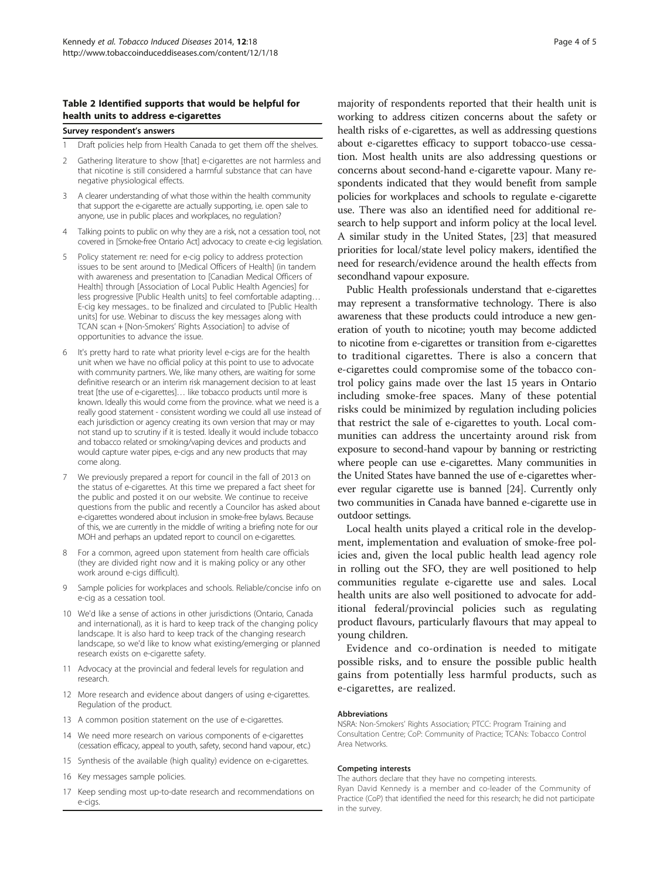**Table 2 Identified supports that would be helpful for health units to address e-cigarettes**

| | Survey respondent's answers |
|---|---|
| 1 | Draft policies help from Health Canada to get them off the shelves. |
| 2 | Gathering literature to show [that] e-cigarettes are not harmless and that nicotine is still considered a harmful substance that can have negative physiological effects. |
| 3 | A clearer understanding of what those within the health community that support the e-cigarette are actually supporting, i.e. open sale to anyone, use in public places and workplaces, no regulation? |
| 4 | Talking points to public on why they are a risk, not a cessation tool, not covered in [Smoke-free Ontario Act] advocacy to create e-cig legislation. |
| 5 | Policy statement re: need for e-cig policy to address protection issues to be sent around to [Medical Officers of Health] (in tandem with awareness and presentation to [Canadian Medical Officers of Health] through [Association of Local Public Health Agencies] for less progressive [Public Health units] to feel comfortable adapting… E-cig key messages.. to be finalized and circulated to [Public Health units] for use. Webinar to discuss the key messages along with TCAN scan + [Non-Smokers' Rights Association] to advise of opportunities to advance the issue. |
| 6 | It's pretty hard to rate what priority level e-cigs are for the health unit when we have no official policy at this point to use to advocate with community partners. We, like many others, are waiting for some definitive research or an interim risk management decision to at least treat [the use of e-cigarettes]… like tobacco products until more is known. Ideally this would come from the province. what we need is a really good statement - consistent wording we could all use instead of each jurisdiction or agency creating its own version that may or may not stand up to scrutiny if it is tested. Ideally it would include tobacco and tobacco related or smoking/vaping devices and products and would capture water pipes, e-cigs and any new products that may come along. |
| 7 | We previously prepared a report for council in the fall of 2013 on the status of e-cigarettes. At this time we prepared a fact sheet for the public and posted it on our website. We continue to receive questions from the public and recently a Councilor has asked about e-cigarettes wondered about inclusion in smoke-free bylaws. Because of this, we are currently in the middle of writing a briefing note for our MOH and perhaps an updated report to council on e-cigarettes. |
| 8 | For a common, agreed upon statement from health care officials (they are divided right now and it is making policy or any other work around e-cigs difficult). |
| 9 | Sample policies for workplaces and schools. Reliable/concise info on e-cig as a cessation tool. |
| 10 | We'd like a sense of actions in other jurisdictions (Ontario, Canada and international), as it is hard to keep track of the changing policy landscape. It is also hard to keep track of the changing research landscape, so we'd like to know what existing/emerging or planned research exists on e-cigarette safety. |
| 11 | Advocacy at the provincial and federal levels for regulation and research. |
| 12 | More research and evidence about dangers of using e-cigarettes. Regulation of the product. |
| 13 | A common position statement on the use of e-cigarettes. |
| 14 | We need more research on various components of e-cigarettes (cessation efficacy, appeal to youth, safety, second hand vapour, etc.) |
| 15 | Synthesis of the available (high quality) evidence on e-cigarettes. |
| 16 | Key messages sample policies. |
| 17 | Keep sending most up-to-date research and recommendations on e-cigs. |

majority of respondents reported that their health unit is working to address citizen concerns about the safety or health risks of e-cigarettes, as well as addressing questions about e-cigarettes efficacy to support tobacco-use cessation. Most health units are also addressing questions or concerns about second-hand e-cigarette vapour. Many respondents indicated that they would benefit from sample policies for workplaces and schools to regulate e-cigarette use. There was also an identified need for additional research to help support and inform policy at the local level. A similar study in the United States, [23] that measured priorities for local/state level policy makers, identified the need for research/evidence around the health effects from secondhand vapour exposure.

Public Health professionals understand that e-cigarettes may represent a transformative technology. There is also awareness that these products could introduce a new generation of youth to nicotine; youth may become addicted to nicotine from e-cigarettes or transition from e-cigarettes to traditional cigarettes. There is also a concern that e-cigarettes could compromise some of the tobacco control policy gains made over the last 15 years in Ontario including smoke-free spaces. Many of these potential risks could be minimized by regulation including policies that restrict the sale of e-cigarettes to youth. Local communities can address the uncertainty around risk from exposure to second-hand vapour by banning or restricting where people can use e-cigarettes. Many communities in the United States have banned the use of e-cigarettes wherever regular cigarette use is banned [24]. Currently only two communities in Canada have banned e-cigarette use in outdoor settings.

Local health units played a critical role in the development, implementation and evaluation of smoke-free policies and, given the local public health lead agency role in rolling out the SFO, they are well positioned to help communities regulate e-cigarette use and sales. Local health units are also well positioned to advocate for additional federal/provincial policies such as regulating product flavours, particularly flavours that may appeal to young children.

Evidence and co-ordination is needed to mitigate possible risks, and to ensure the possible public health gains from potentially less harmful products, such as e-cigarettes, are realized.

#### Abbreviations

NSRA: Non-Smokers' Rights Association; PTCC: Program Training and Consultation Centre; CoP: Community of Practice; TCANs: Tobacco Control Area Networks.

#### Competing interests

The authors declare that they have no competing interests.
Ryan David Kennedy is a member and co-leader of the Community of Practice (CoP) that identified the need for this research; he did not participate in the survey.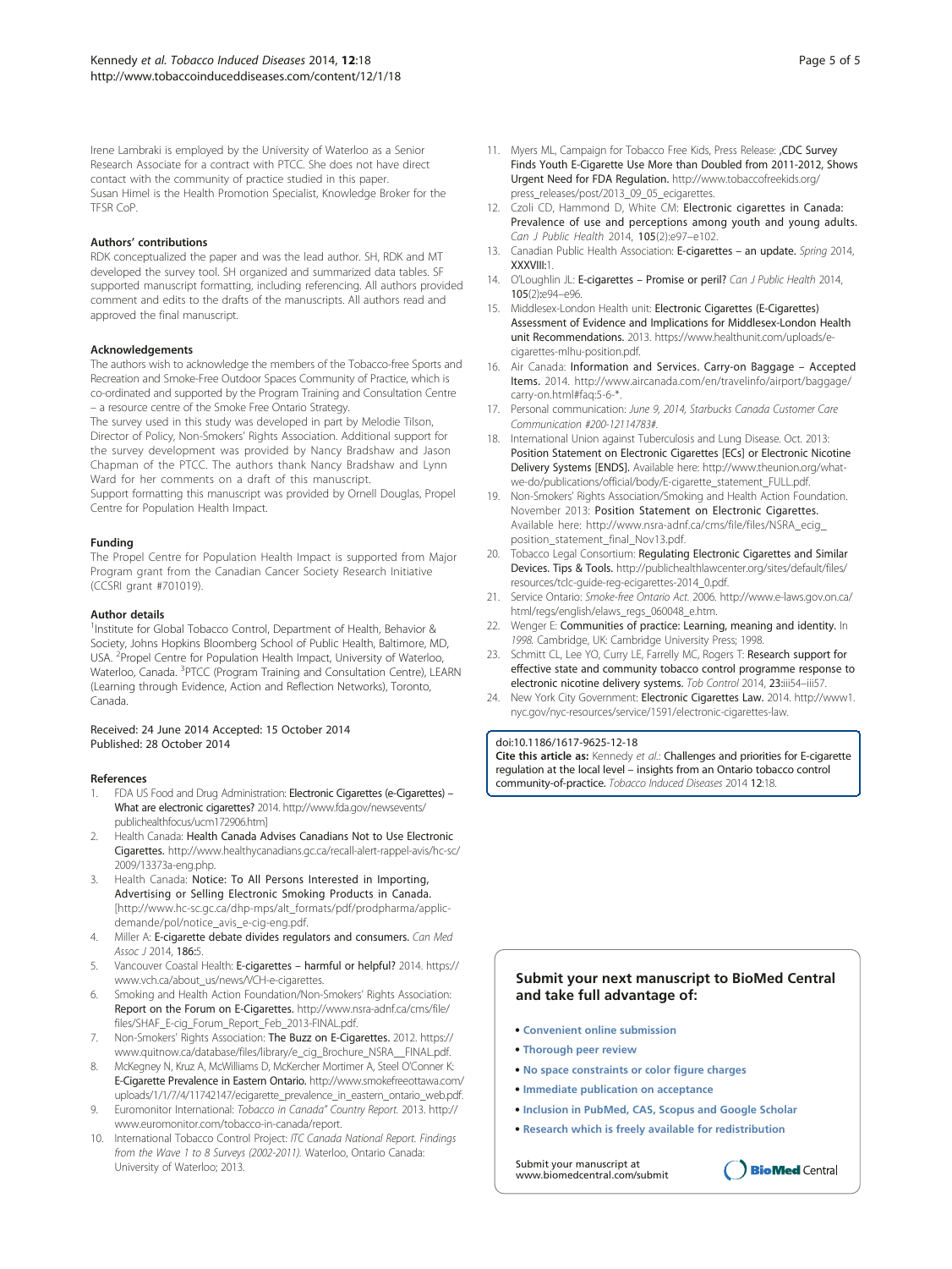Irene Lambraki is employed by the University of Waterloo as a Senior Research Associate for a contract with PTCC. She does not have direct contact with the community of practice studied in this paper.
Susan Himel is the Health Promotion Specialist, Knowledge Broker for the TFSR CoP.

### Authors' contributions

RDK conceptualized the paper and was the lead author. SH, RDK and MT developed the survey tool. SH organized and summarized data tables. SF supported manuscript formatting, including referencing. All authors provided comment and edits to the drafts of the manuscripts. All authors read and approved the final manuscript.

### Acknowledgements

The authors wish to acknowledge the members of the Tobacco-free Sports and Recreation and Smoke-Free Outdoor Spaces Community of Practice, which is co-ordinated and supported by the Program Training and Consultation Centre – a resource centre of the Smoke Free Ontario Strategy.
The survey used in this study was developed in part by Melodie Tilson, Director of Policy, Non-Smokers' Rights Association. Additional support for the survey development was provided by Nancy Bradshaw and Jason Chapman of the PTCC. The authors thank Nancy Bradshaw and Lynn Ward for her comments on a draft of this manuscript.
Support formatting this manuscript was provided by Ornell Douglas, Propel Centre for Population Health Impact.

### Funding

The Propel Centre for Population Health Impact is supported from Major Program grant from the Canadian Cancer Society Research Initiative (CCSRI grant #701019).

### Author details

[1]Institute for Global Tobacco Control, Department of Health, Behavior & Society, Johns Hopkins Bloomberg School of Public Health, Baltimore, MD, USA. [2]Propel Centre for Population Health Impact, University of Waterloo, Waterloo, Canada. [3]PTCC (Program Training and Consultation Centre), LEARN (Learning through Evidence, Action and Reflection Networks), Toronto, Canada.

Received: 24 June 2014 Accepted: 15 October 2014
Published: 28 October 2014

### References

1. FDA US Food and Drug Administration: **Electronic Cigarettes (e-Cigarettes) – What are electronic cigarettes?** 2014. http://www.fda.gov/newsevents/publichealthfocus/ucm172906.htm]
2. Health Canada: **Health Canada Advises Canadians Not to Use Electronic Cigarettes.** http://www.healthycanadians.gc.ca/recall-alert-rappel-avis/hc-sc/2009/13373a-eng.php.
3. Health Canada: **Notice: To All Persons Interested in Importing, Advertising or Selling Electronic Smoking Products in Canada.** [http://www.hc-sc.gc.ca/dhp-mps/alt_formats/pdf/prodpharma/applic-demande/pol/notice_avis_e-cig-eng.pdf.
4. Miller A: **E-cigarette debate divides regulators and consumers.** *Can Med Assoc J* 2014, **186:**5.
5. Vancouver Coastal Health: **E-cigarettes – harmful or helpful?** 2014. https://www.vch.ca/about_us/news/VCH-e-cigarettes.
6. Smoking and Health Action Foundation/Non-Smokers' Rights Association: **Report on the Forum on E-Cigarettes.** http://www.nsra-adnf.ca/cms/file/files/SHAF_E-cig_Forum_Report_Feb_2013-FINAL.pdf.
7. Non-Smokers' Rights Association: **The Buzz on E-Cigarettes.** 2012. https://www.quitnow.ca/database/files/library/e_cig_Brochure_NSRA__FINAL.pdf.
8. McKegney N, Kruz A, McWilliams D, McKercher Mortimer A, Steel O'Conner K: **E-Cigarette Prevalence in Eastern Ontario.** http://www.smokefreeottawa.com/uploads/1/1/7/4/11742147/ecigarette_prevalence_in_eastern_ontario_web.pdf.
9. Euromonitor International: *Tobacco in Canada" Country Report.* 2013. http://www.euromonitor.com/tobacco-in-canada/report.
10. International Tobacco Control Project: *ITC Canada National Report. Findings from the Wave 1 to 8 Surveys (2002-2011).* Waterloo, Ontario Canada: University of Waterloo; 2013.
11. Myers ML, Campaign for Tobacco Free Kids, Press Release: **,CDC Survey Finds Youth E-Cigarette Use More than Doubled from 2011-2012, Shows Urgent Need for FDA Regulation.** http://www.tobaccofreekids.org/press_releases/post/2013_09_05_ecigarettes.
12. Czoli CD, Hammond D, White CM: **Electronic cigarettes in Canada: Prevalence of use and perceptions among youth and young adults.** *Can J Public Health* 2014, **105**(2):e97–e102.
13. Canadian Public Health Association: **E-cigarettes – an update.** *Spring* 2014, **XXXVIII:**1.
14. O'Loughlin JL: **E-cigarettes – Promise or peril?** *Can J Public Health* 2014, **105**(2):e94–e96.
15. Middlesex-London Health unit: **Electronic Cigarettes (E-Cigarettes) Assessment of Evidence and Implications for Middlesex-London Health unit Recommendations.** 2013. https://www.healthunit.com/uploads/e-cigarettes-mlhu-position.pdf.
16. Air Canada: **Information and Services. Carry-on Baggage – Accepted Items.** 2014. http://www.aircanada.com/en/travelinfo/airport/baggage/carry-on.html#faq:5-6-*.
17. Personal communication: *June 9, 2014, Starbucks Canada Customer Care Communication #200-12114783#.*
18. International Union against Tuberculosis and Lung Disease. Oct. 2013: **Position Statement on Electronic Cigarettes [ECs] or Electronic Nicotine Delivery Systems [ENDS].** Available here: http://www.theunion.org/what-we-do/publications/official/body/E-cigarette_statement_FULL.pdf.
19. Non-Smokers' Rights Association/Smoking and Health Action Foundation. November 2013: **Position Statement on Electronic Cigarettes.** Available here: http://www.nsra-adnf.ca/cms/file/files/NSRA_ecig_position_statement_final_Nov13.pdf.
20. Tobacco Legal Consortium: **Regulating Electronic Cigarettes and Similar Devices. Tips & Tools.** http://publichealthlawcenter.org/sites/default/files/resources/tclc-guide-reg-ecigarettes-2014_0.pdf.
21. Service Ontario: *Smoke-free Ontario Act.* 2006. http://www.e-laws.gov.on.ca/html/regs/english/elaws_regs_060048_e.htm.
22. Wenger E: **Communities of practice: Learning, meaning and identity.** In *1998.* Cambridge, UK: Cambridge University Press; 1998.
23. Schmitt CL, Lee YO, Curry LE, Farrelly MC, Rogers T: **Research support for effective state and community tobacco control programme response to electronic nicotine delivery systems.** *Tob Control* 2014, **23:**iii54–iii57.
24. New York City Government: **Electronic Cigarettes Law.** 2014. http://www1.nyc.gov/nyc-resources/service/1591/electronic-cigarettes-law.

doi:10.1186/1617-9625-12-18
**Cite this article as:** Kennedy *et al.*: Challenges and priorities for E-cigarette regulation at the local level – insights from an Ontario tobacco control community-of-practice. *Tobacco Induced Diseases* 2014 **12**:18.

**Submit your next manuscript to BioMed Central and take full advantage of:**

- **Convenient online submission**
- **Thorough peer review**
- **No space constraints or color figure charges**
- **Immediate publication on acceptance**
- **Inclusion in PubMed, CAS, Scopus and Google Scholar**
- **Research which is freely available for redistribution**

Submit your manuscript at
www.biomedcentral.com/submit

BioMed Central